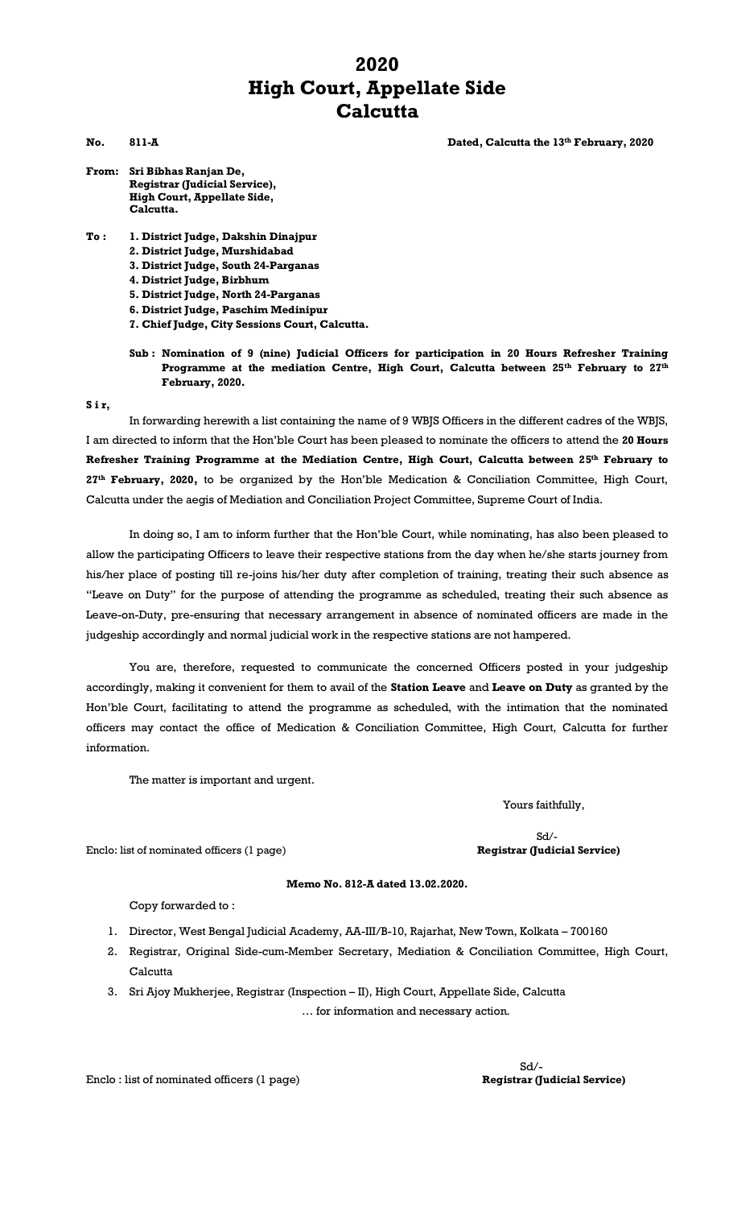# 2020
# High Court, Appellate Side
# Calcutta

**No. 811-A** **Dated, Calcutta the 13th February, 2020**

**From: Sri Bibhas Ranjan De,**
**Registrar (Judicial Service),**
**High Court, Appellate Side,**
**Calcutta.**

**To :**
1. **District Judge, Dakshin Dinajpur**
2. **District Judge, Murshidabad**
3. **District Judge, South 24-Parganas**
4. **District Judge, Birbhum**
5. **District Judge, North 24-Parganas**
6. **District Judge, Paschim Medinipur**
7. **Chief Judge, City Sessions Court, Calcutta.**

**Sub : Nomination of 9 (nine) Judicial Officers for participation in 20 Hours Refresher Training Programme at the mediation Centre, High Court, Calcutta between 25th February to 27th February, 2020.**

**S i r,**

In forwarding herewith a list containing the name of 9 WBJS Officers in the different cadres of the WBJS, I am directed to inform that the Hon'ble Court has been pleased to nominate the officers to attend the **20 Hours Refresher Training Programme at the Mediation Centre, High Court, Calcutta between 25th February to 27th February, 2020,** to be organized by the Hon'ble Medication & Conciliation Committee, High Court, Calcutta under the aegis of Mediation and Conciliation Project Committee, Supreme Court of India.

In doing so, I am to inform further that the Hon'ble Court, while nominating, has also been pleased to allow the participating Officers to leave their respective stations from the day when he/she starts journey from his/her place of posting till re-joins his/her duty after completion of training, treating their such absence as "Leave on Duty" for the purpose of attending the programme as scheduled, treating their such absence as Leave-on-Duty, pre-ensuring that necessary arrangement in absence of nominated officers are made in the judgeship accordingly and normal judicial work in the respective stations are not hampered.

You are, therefore, requested to communicate the concerned Officers posted in your judgeship accordingly, making it convenient for them to avail of the **Station Leave** and **Leave on Duty** as granted by the Hon'ble Court, facilitating to attend the programme as scheduled, with the intimation that the nominated officers may contact the office of Medication & Conciliation Committee, High Court, Calcutta for further information.

The matter is important and urgent.

Yours faithfully,

Sd/-
**Registrar (Judicial Service)**

Enclo: list of nominated officers (1 page)

**Memo No. 812-A dated 13.02.2020.**

Copy forwarded to :

1. Director, West Bengal Judicial Academy, AA-III/B-10, Rajarhat, New Town, Kolkata – 700160
2. Registrar, Original Side-cum-Member Secretary, Mediation & Conciliation Committee, High Court, Calcutta
3. Sri Ajoy Mukherjee, Registrar (Inspection – II), High Court, Appellate Side, Calcutta

… for information and necessary action.

Sd/-
**Registrar (Judicial Service)**

Enclo : list of nominated officers (1 page)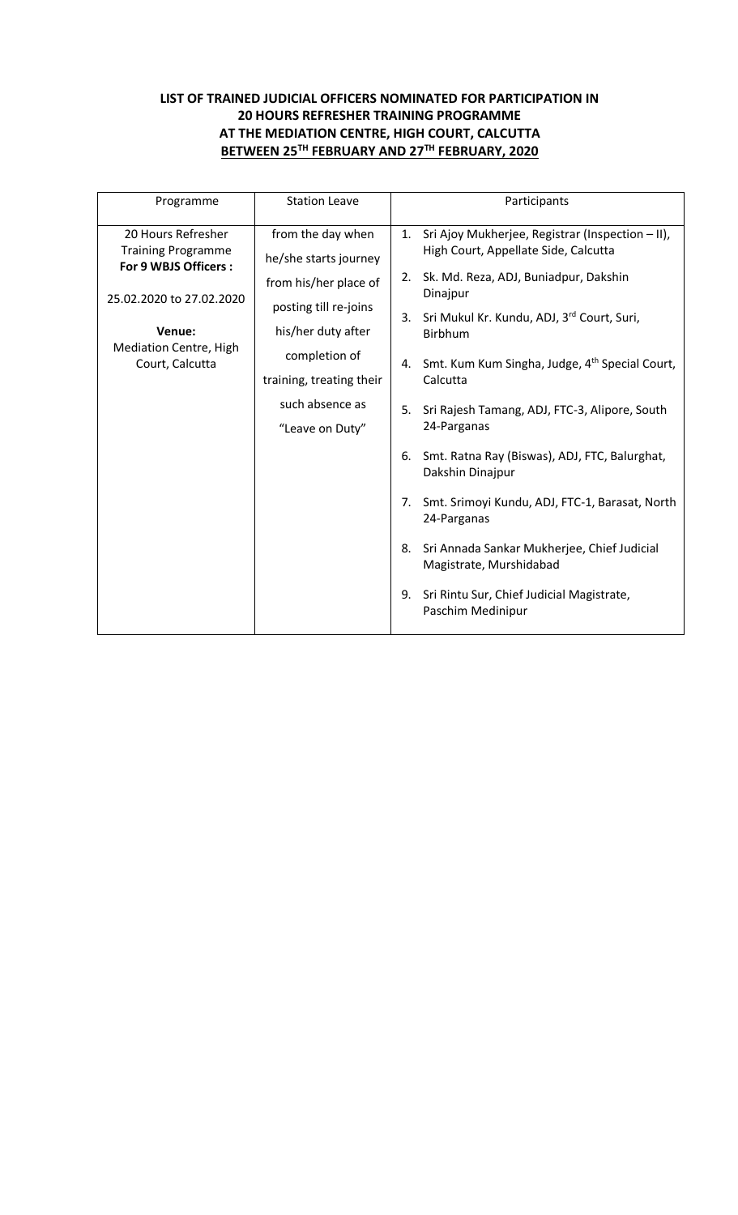**LIST OF TRAINED JUDICIAL OFFICERS NOMINATED FOR PARTICIPATION IN 20 HOURS REFRESHER TRAINING PROGRAMME AT THE MEDIATION CENTRE, HIGH COURT, CALCUTTA BETWEEN 25[TH] FEBRUARY AND 27[TH] FEBRUARY, 2020**

| Programme | Station Leave | Participants |
|---|---|---|
| 20 Hours Refresher Training Programme **For 9 WBJS Officers :**<br><br>25.02.2020 to 27.02.2020<br><br>**Venue:**<br>Mediation Centre, High Court, Calcutta | from the day when he/she starts journey from his/her place of posting till re-joins his/her duty after completion of training, treating their such absence as "Leave on Duty" | 1. Sri Ajoy Mukherjee, Registrar (Inspection – II), High Court, Appellate Side, Calcutta<br>2. Sk. Md. Reza, ADJ, Buniadpur, Dakshin Dinajpur<br>3. Sri Mukul Kr. Kundu, ADJ, 3[rd] Court, Suri, Birbhum<br>4. Smt. Kum Kum Singha, Judge, 4[th] Special Court, Calcutta<br>5. Sri Rajesh Tamang, ADJ, FTC-3, Alipore, South 24-Parganas<br>6. Smt. Ratna Ray (Biswas), ADJ, FTC, Balurghat, Dakshin Dinajpur<br>7. Smt. Srimoyi Kundu, ADJ, FTC-1, Barasat, North 24-Parganas<br>8. Sri Annada Sankar Mukherjee, Chief Judicial Magistrate, Murshidabad<br>9. Sri Rintu Sur, Chief Judicial Magistrate, Paschim Medinipur |